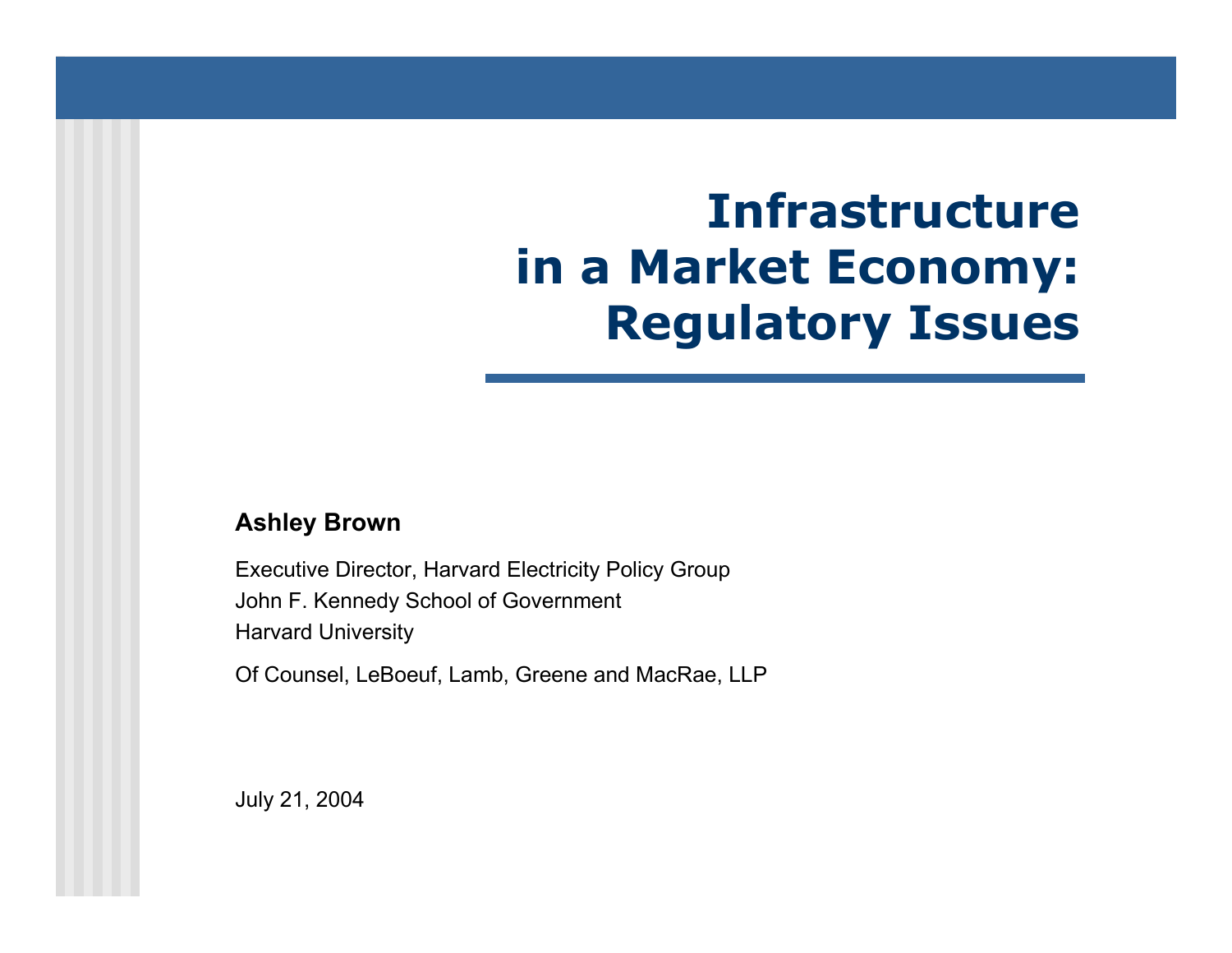# Infrastructure in a Market Economy: Regulatory Issues

**Ashley Brown**

Executive Director, Harvard Electricity Policy Group
John F. Kennedy School of Government
Harvard University

Of Counsel, LeBoeuf, Lamb, Greene and MacRae, LLP

July 21, 2004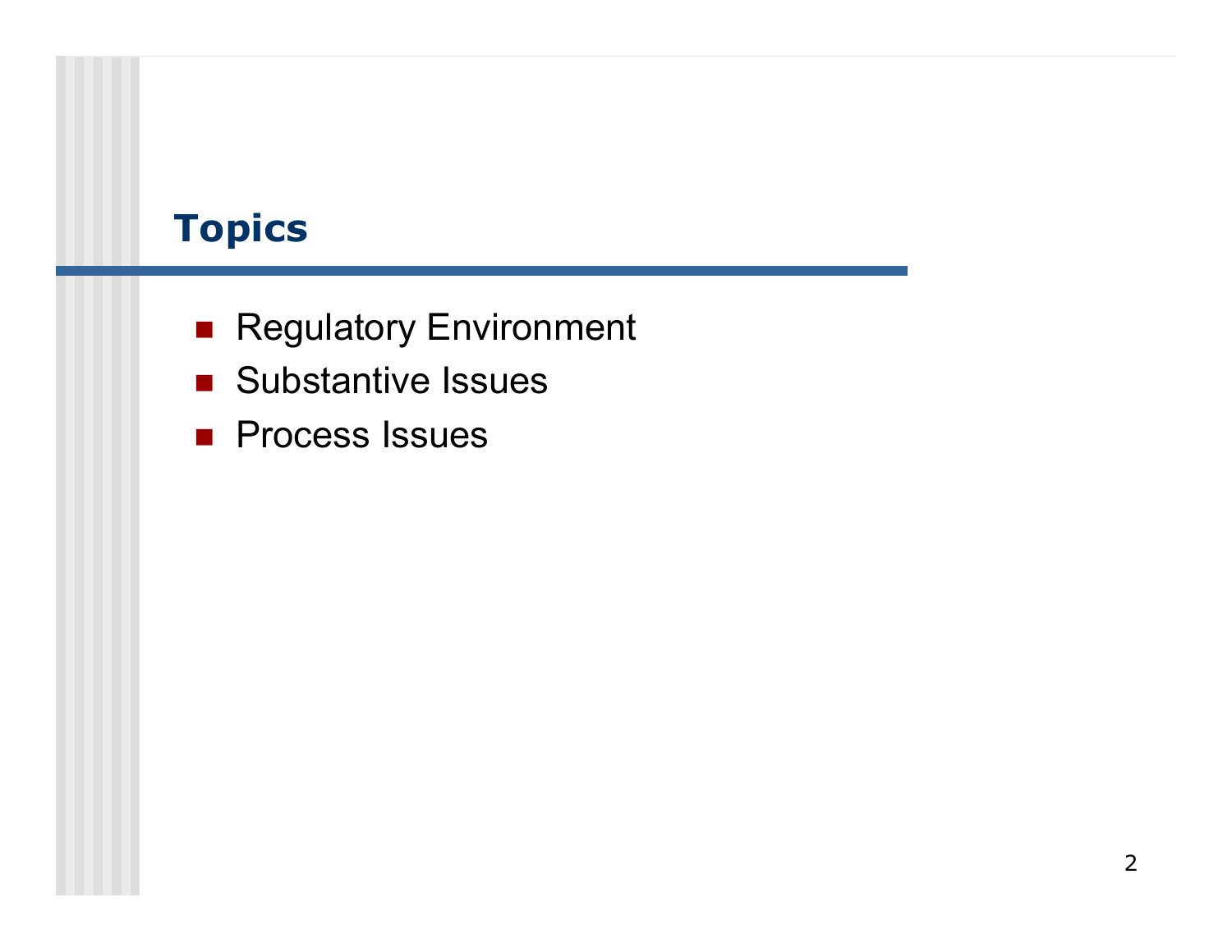## Topics

- Regulatory Environment
- Substantive Issues
- Process Issues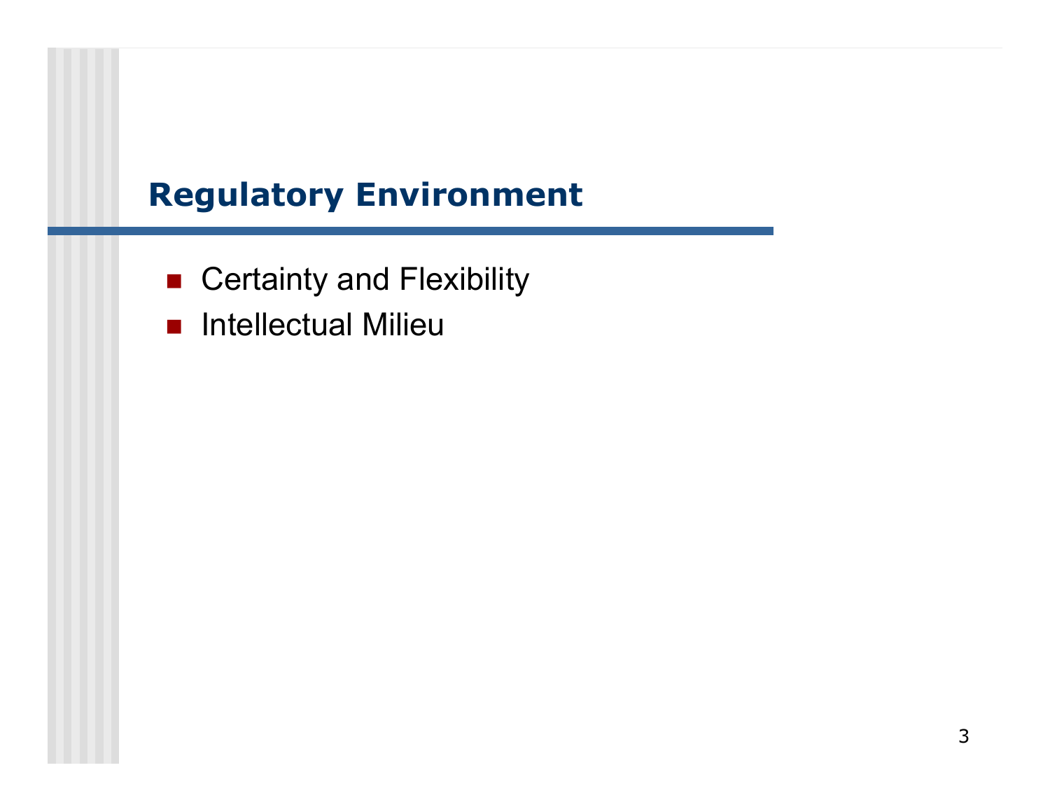## Regulatory Environment

- Certainty and Flexibility
- Intellectual Milieu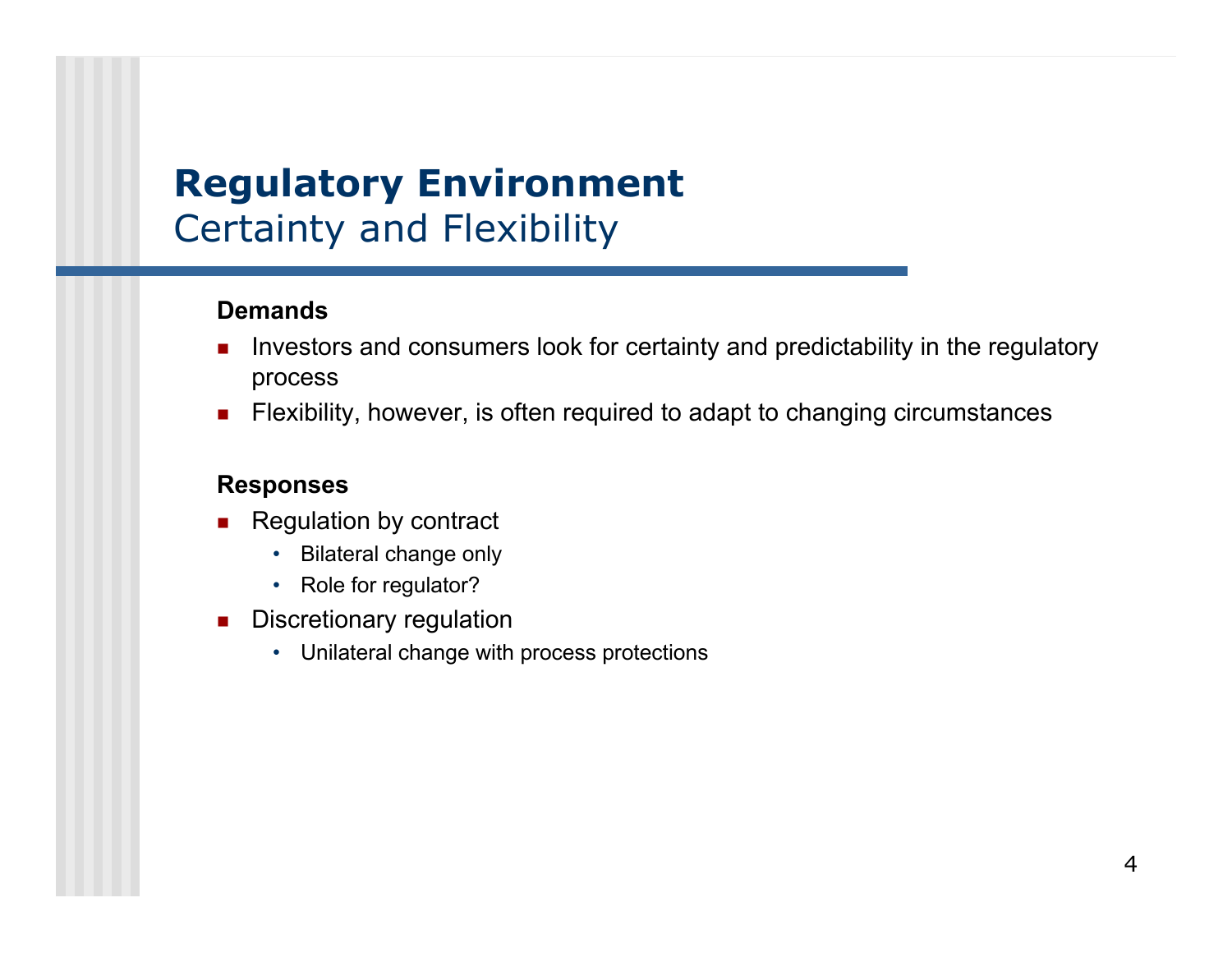# Regulatory Environment

## Certainty and Flexibility

**Demands**

- Investors and consumers look for certainty and predictability in the regulatory process
- Flexibility, however, is often required to adapt to changing circumstances

**Responses**

- Regulation by contract
  - Bilateral change only
  - Role for regulator?
- Discretionary regulation
  - Unilateral change with process protections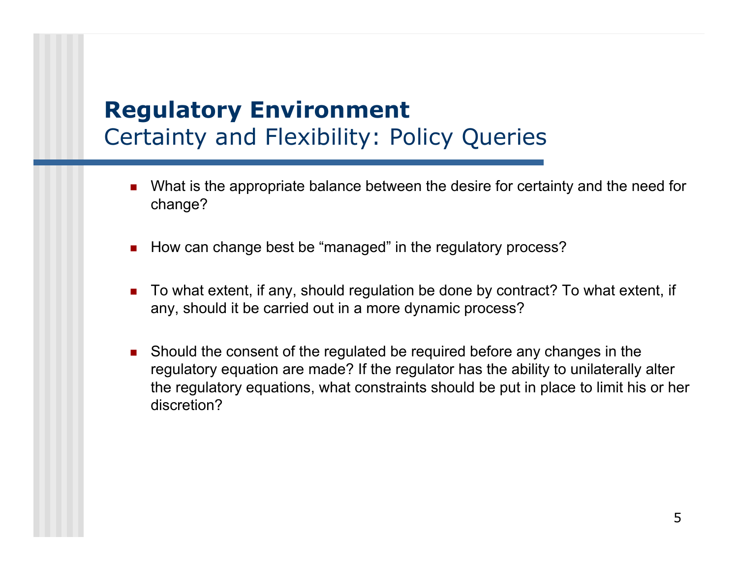# Regulatory Environment
## Certainty and Flexibility: Policy Queries

- What is the appropriate balance between the desire for certainty and the need for change?
- How can change best be “managed” in the regulatory process?
- To what extent, if any, should regulation be done by contract? To what extent, if any, should it be carried out in a more dynamic process?
- Should the consent of the regulated be required before any changes in the regulatory equation are made? If the regulator has the ability to unilaterally alter the regulatory equations, what constraints should be put in place to limit his or her discretion?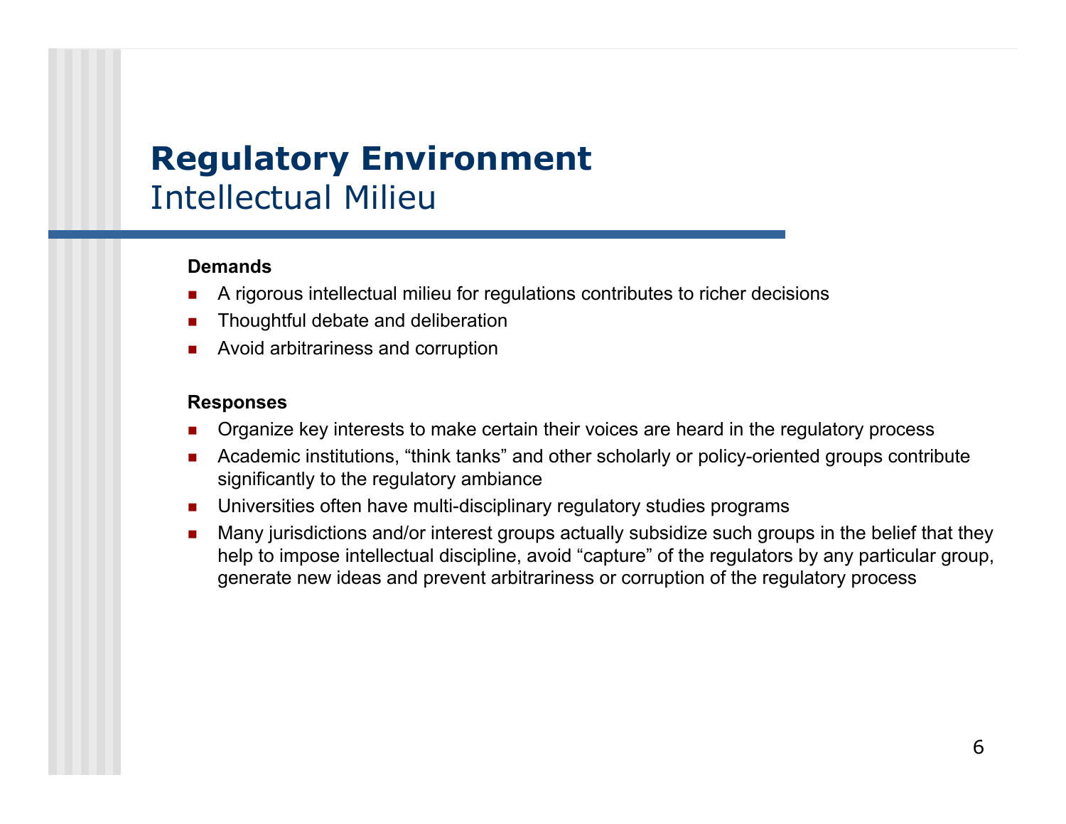# Regulatory Environment
## Intellectual Milieu

**Demands**

- A rigorous intellectual milieu for regulations contributes to richer decisions
- Thoughtful debate and deliberation
- Avoid arbitrariness and corruption

**Responses**

- Organize key interests to make certain their voices are heard in the regulatory process
- Academic institutions, “think tanks” and other scholarly or policy-oriented groups contribute significantly to the regulatory ambiance
- Universities often have multi-disciplinary regulatory studies programs
- Many jurisdictions and/or interest groups actually subsidize such groups in the belief that they help to impose intellectual discipline, avoid “capture” of the regulators by any particular group, generate new ideas and prevent arbitrariness or corruption of the regulatory process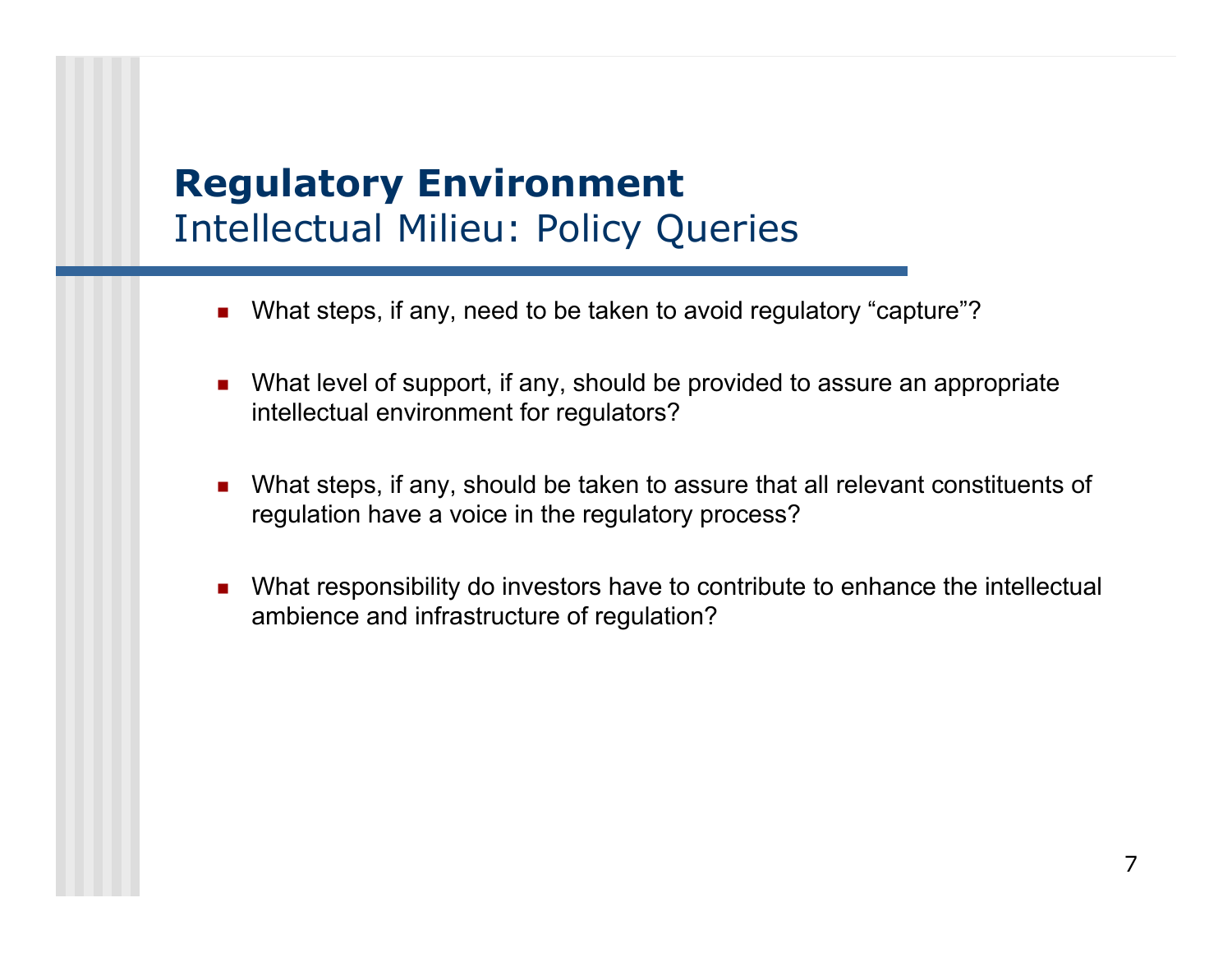## Regulatory Environment

### Intellectual Milieu: Policy Queries

- What steps, if any, need to be taken to avoid regulatory "capture"?
- What level of support, if any, should be provided to assure an appropriate intellectual environment for regulators?
- What steps, if any, should be taken to assure that all relevant constituents of regulation have a voice in the regulatory process?
- What responsibility do investors have to contribute to enhance the intellectual ambience and infrastructure of regulation?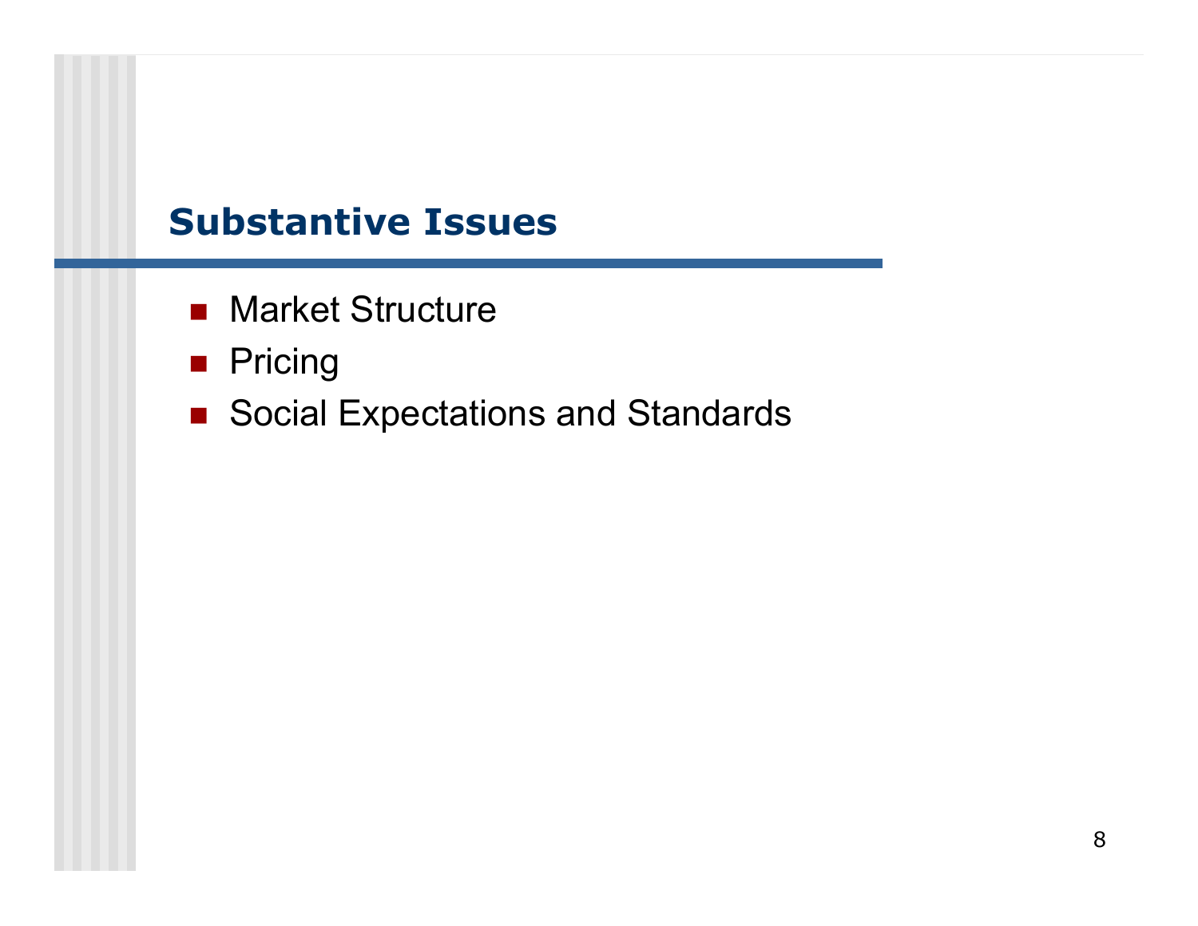## Substantive Issues

- Market Structure
- Pricing
- Social Expectations and Standards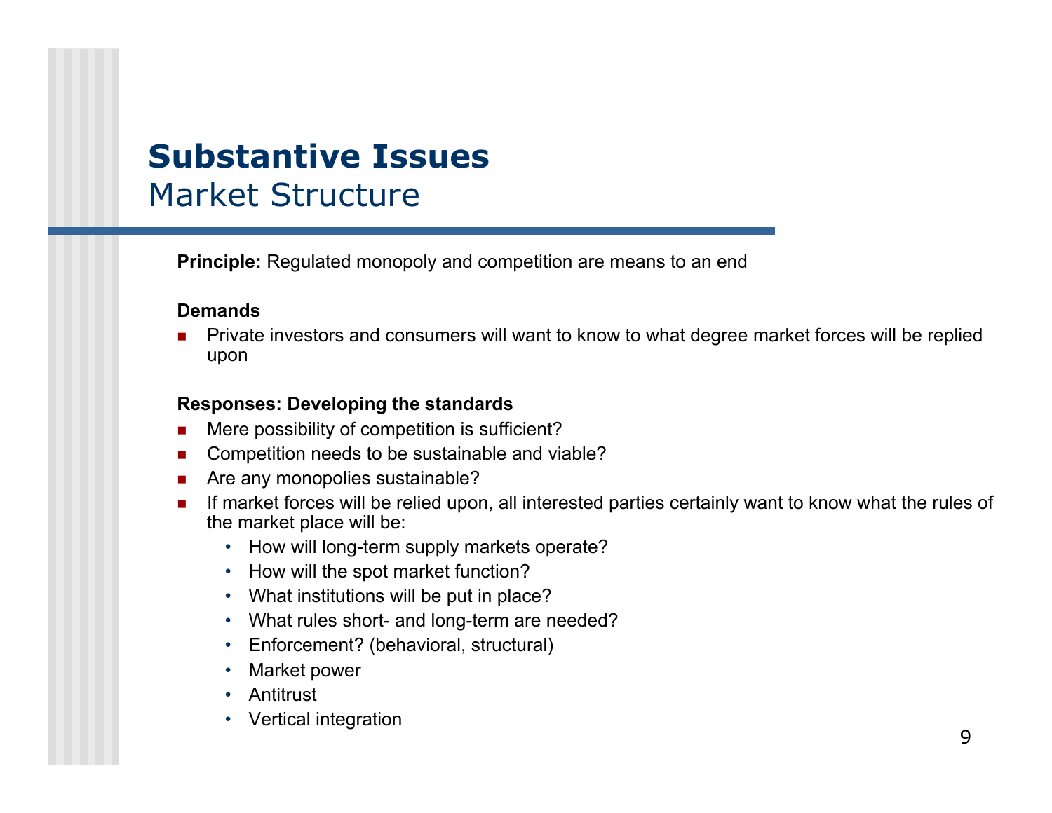# Substantive Issues

## Market Structure

**Principle:** Regulated monopoly and competition are means to an end

**Demands**

- Private investors and consumers will want to know to what degree market forces will be replied upon

**Responses: Developing the standards**

- Mere possibility of competition is sufficient?
- Competition needs to be sustainable and viable?
- Are any monopolies sustainable?
- If market forces will be relied upon, all interested parties certainly want to know what the rules of the market place will be:
  - How will long-term supply markets operate?
  - How will the spot market function?
  - What institutions will be put in place?
  - What rules short- and long-term are needed?
  - Enforcement? (behavioral, structural)
  - Market power
  - Antitrust
  - Vertical integration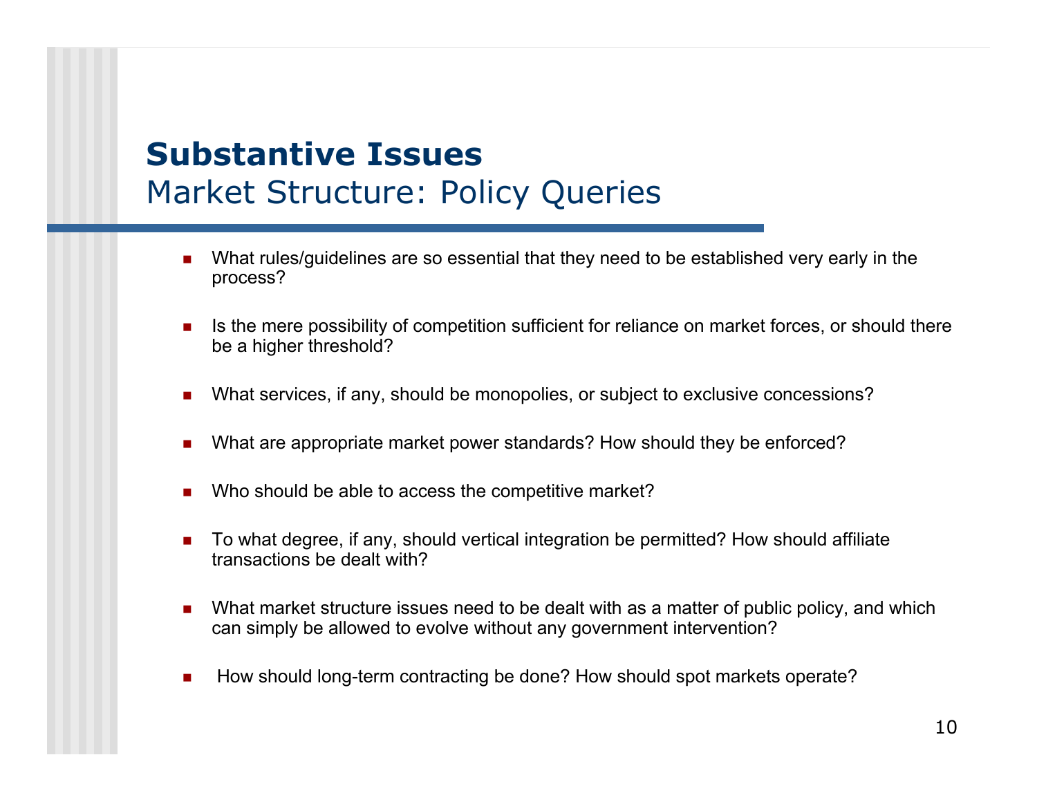# Substantive Issues

## Market Structure: Policy Queries

- What rules/guidelines are so essential that they need to be established very early in the process?
- Is the mere possibility of competition sufficient for reliance on market forces, or should there be a higher threshold?
- What services, if any, should be monopolies, or subject to exclusive concessions?
- What are appropriate market power standards? How should they be enforced?
- Who should be able to access the competitive market?
- To what degree, if any, should vertical integration be permitted? How should affiliate transactions be dealt with?
- What market structure issues need to be dealt with as a matter of public policy, and which can simply be allowed to evolve without any government intervention?
- How should long-term contracting be done? How should spot markets operate?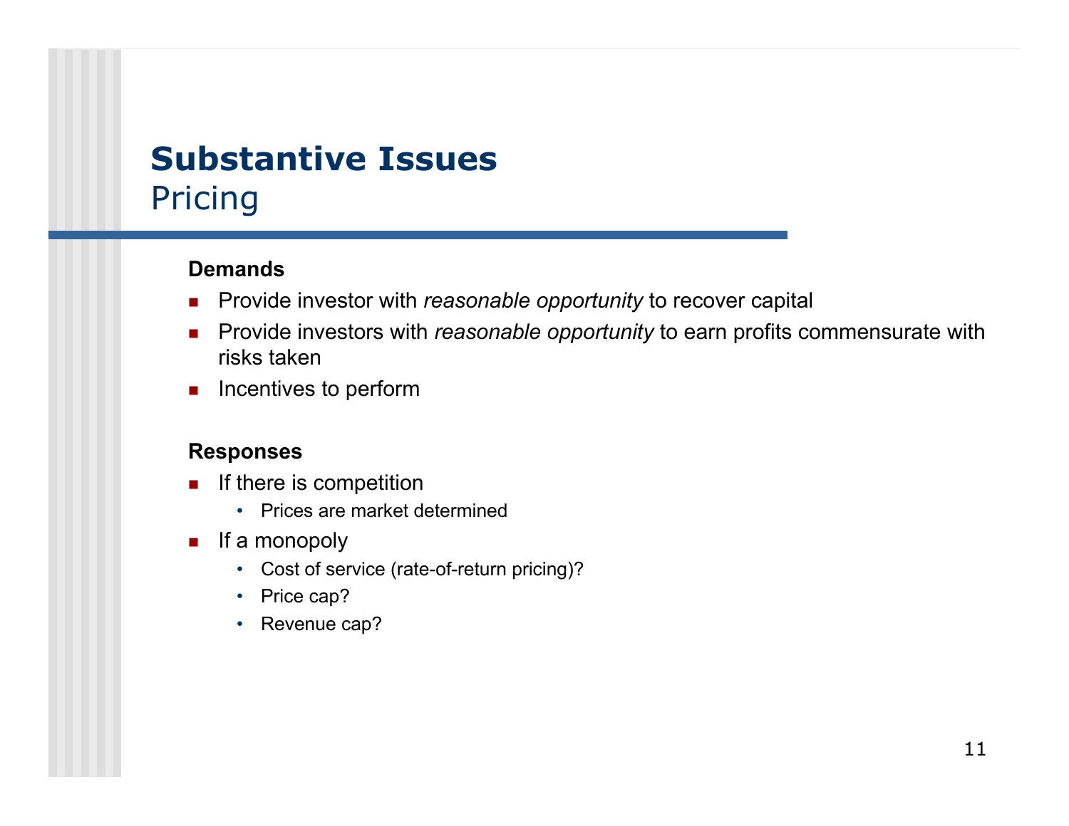# Substantive Issues

## Pricing

**Demands**

- Provide investor with *reasonable opportunity* to recover capital
- Provide investors with *reasonable opportunity* to earn profits commensurate with risks taken
- Incentives to perform

**Responses**

- If there is competition
  - Prices are market determined
- If a monopoly
  - Cost of service (rate-of-return pricing)?
  - Price cap?
  - Revenue cap?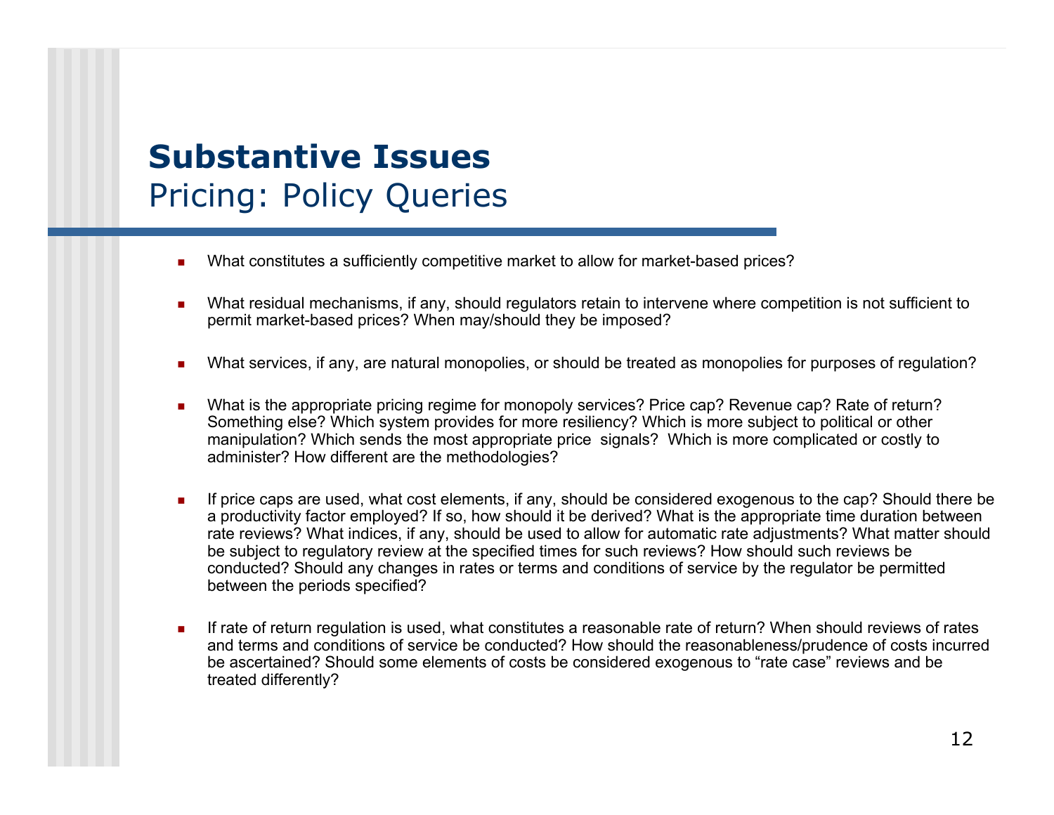# Substantive Issues

## Pricing: Policy Queries

- What constitutes a sufficiently competitive market to allow for market-based prices?

- What residual mechanisms, if any, should regulators retain to intervene where competition is not sufficient to permit market-based prices? When may/should they be imposed?

- What services, if any, are natural monopolies, or should be treated as monopolies for purposes of regulation?

- What is the appropriate pricing regime for monopoly services? Price cap? Revenue cap? Rate of return? Something else? Which system provides for more resiliency? Which is more subject to political or other manipulation? Which sends the most appropriate price signals? Which is more complicated or costly to administer? How different are the methodologies?

- If price caps are used, what cost elements, if any, should be considered exogenous to the cap? Should there be a productivity factor employed? If so, how should it be derived? What is the appropriate time duration between rate reviews? What indices, if any, should be used to allow for automatic rate adjustments? What matter should be subject to regulatory review at the specified times for such reviews? How should such reviews be conducted? Should any changes in rates or terms and conditions of service by the regulator be permitted between the periods specified?

- If rate of return regulation is used, what constitutes a reasonable rate of return? When should reviews of rates and terms and conditions of service be conducted? How should the reasonableness/prudence of costs incurred be ascertained? Should some elements of costs be considered exogenous to "rate case" reviews and be treated differently?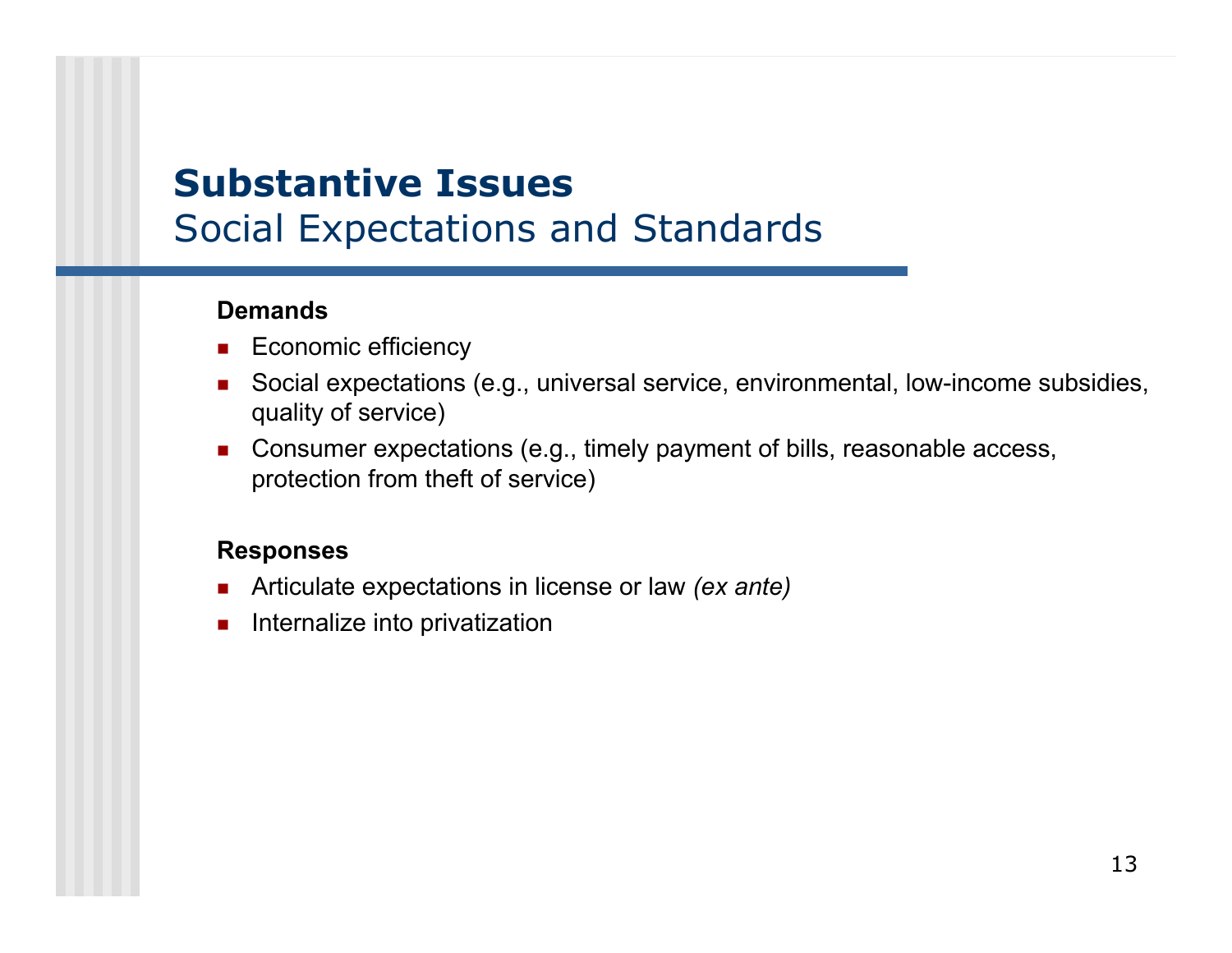# Substantive Issues
## Social Expectations and Standards

**Demands**

- Economic efficiency
- Social expectations (e.g., universal service, environmental, low-income subsidies, quality of service)
- Consumer expectations (e.g., timely payment of bills, reasonable access, protection from theft of service)

**Responses**

- Articulate expectations in license or law *(ex ante)*
- Internalize into privatization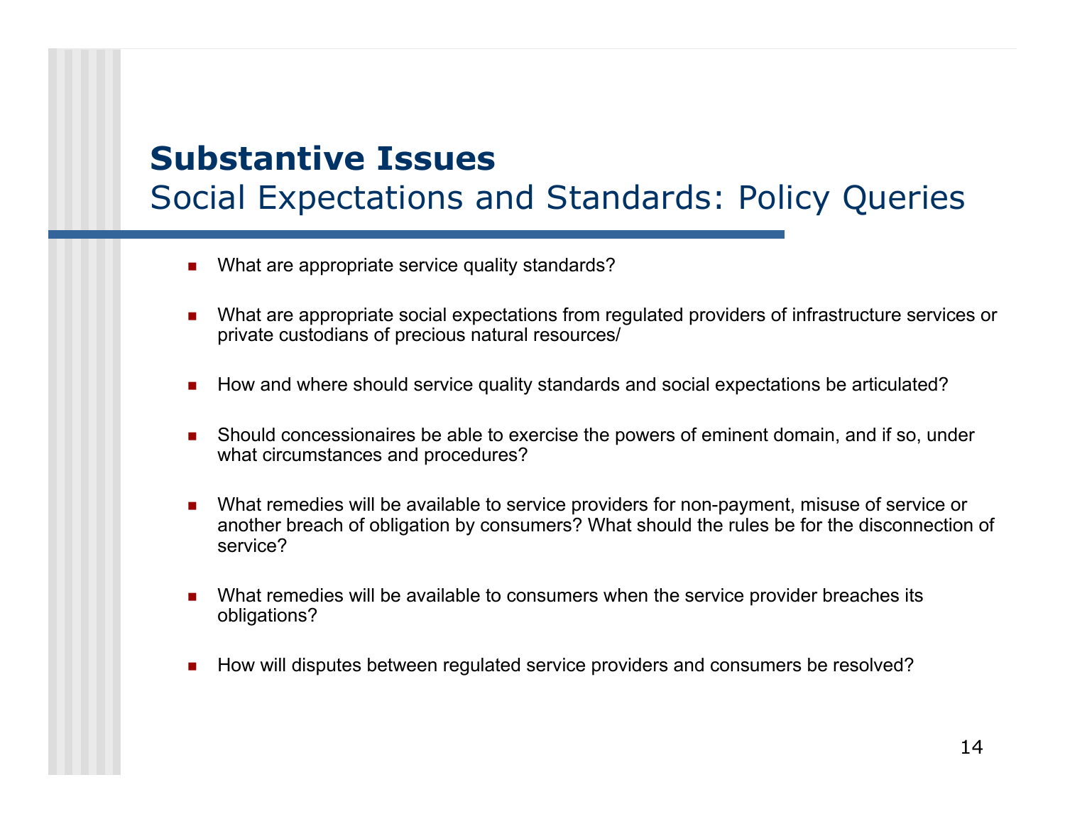# Substantive Issues

## Social Expectations and Standards: Policy Queries

- What are appropriate service quality standards?
- What are appropriate social expectations from regulated providers of infrastructure services or private custodians of precious natural resources/
- How and where should service quality standards and social expectations be articulated?
- Should concessionaires be able to exercise the powers of eminent domain, and if so, under what circumstances and procedures?
- What remedies will be available to service providers for non-payment, misuse of service or another breach of obligation by consumers? What should the rules be for the disconnection of service?
- What remedies will be available to consumers when the service provider breaches its obligations?
- How will disputes between regulated service providers and consumers be resolved?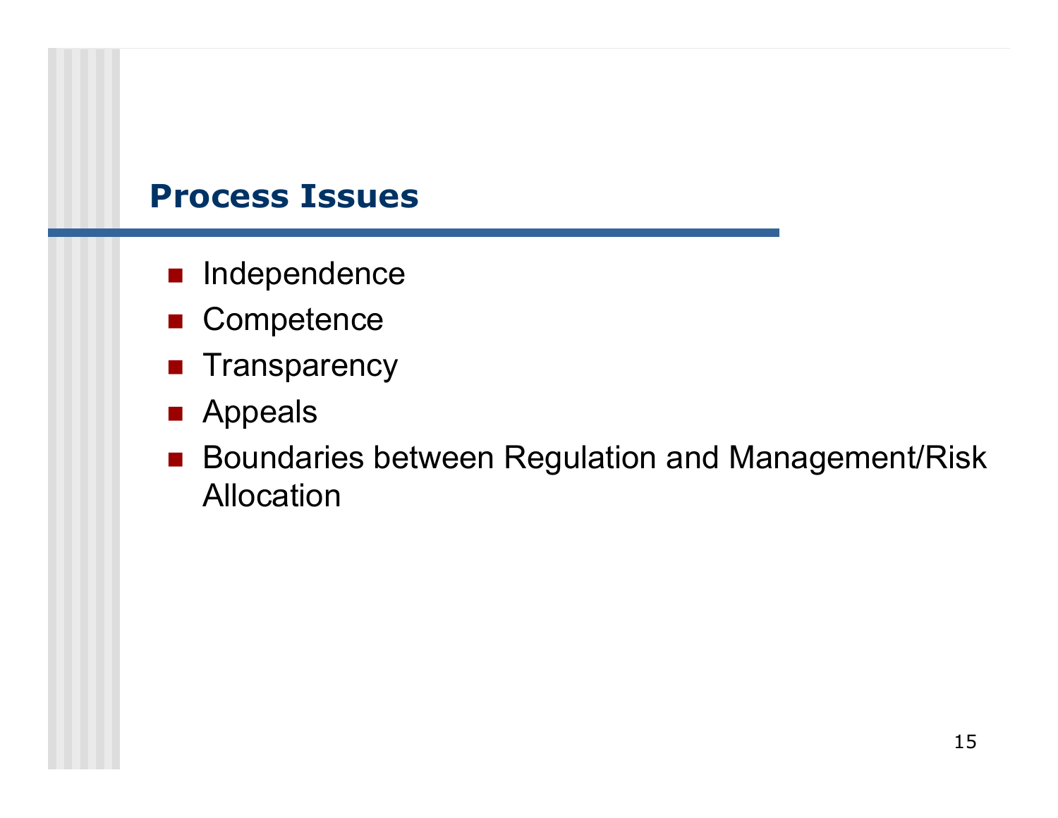## Process Issues

- Independence
- Competence
- Transparency
- Appeals
- Boundaries between Regulation and Management/Risk Allocation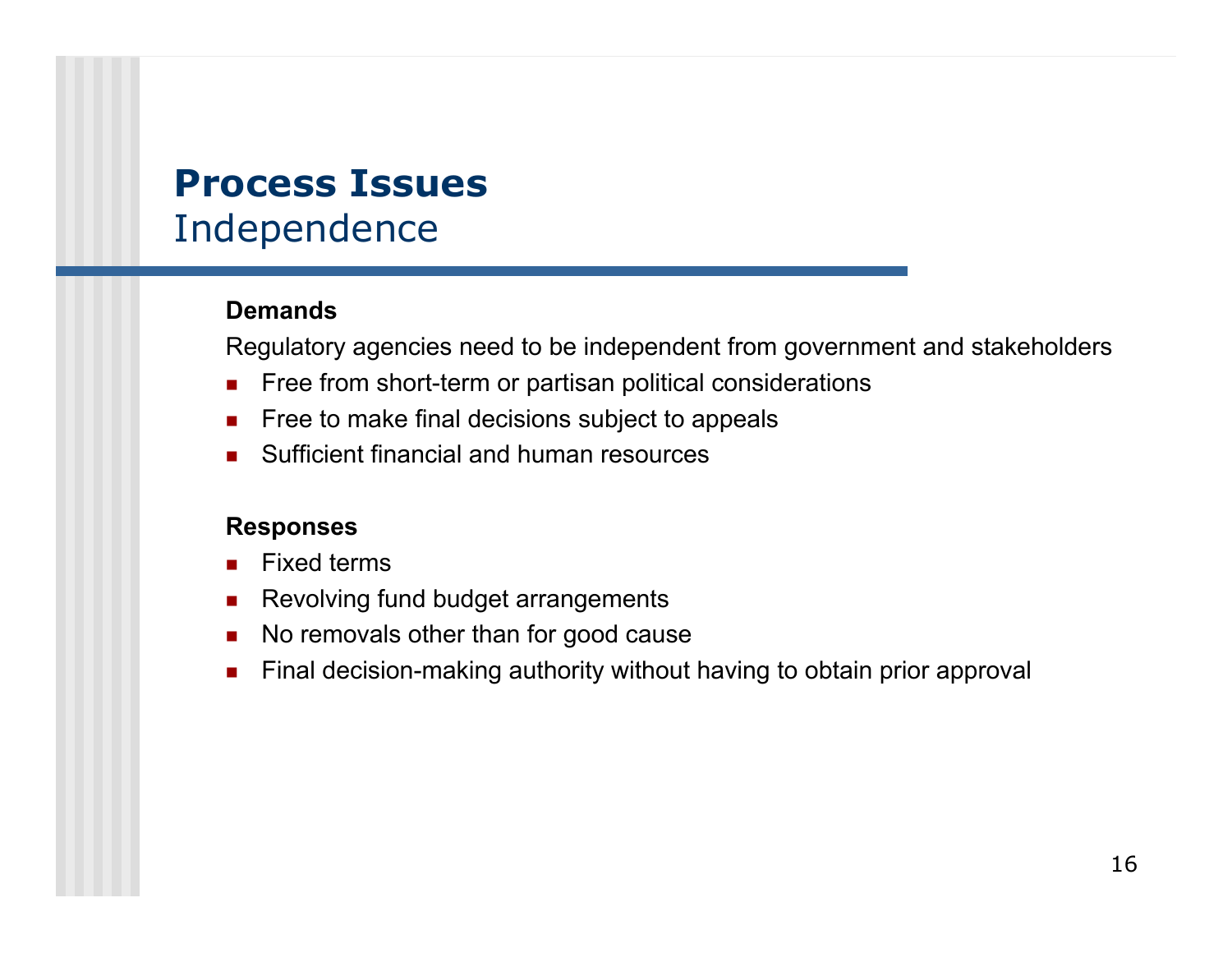# Process Issues
## Independence

**Demands**

Regulatory agencies need to be independent from government and stakeholders

- Free from short-term or partisan political considerations
- Free to make final decisions subject to appeals
- Sufficient financial and human resources

**Responses**

- Fixed terms
- Revolving fund budget arrangements
- No removals other than for good cause
- Final decision-making authority without having to obtain prior approval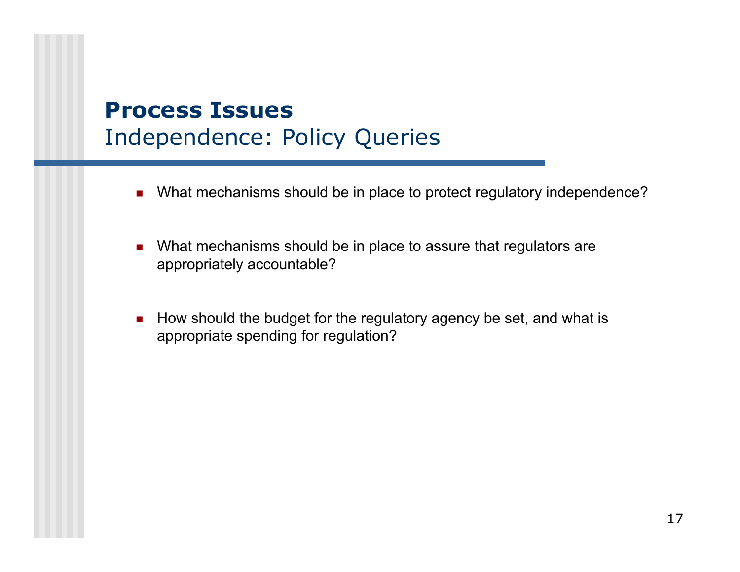# Process Issues

## Independence: Policy Queries

- What mechanisms should be in place to protect regulatory independence?
- What mechanisms should be in place to assure that regulators are appropriately accountable?
- How should the budget for the regulatory agency be set, and what is appropriate spending for regulation?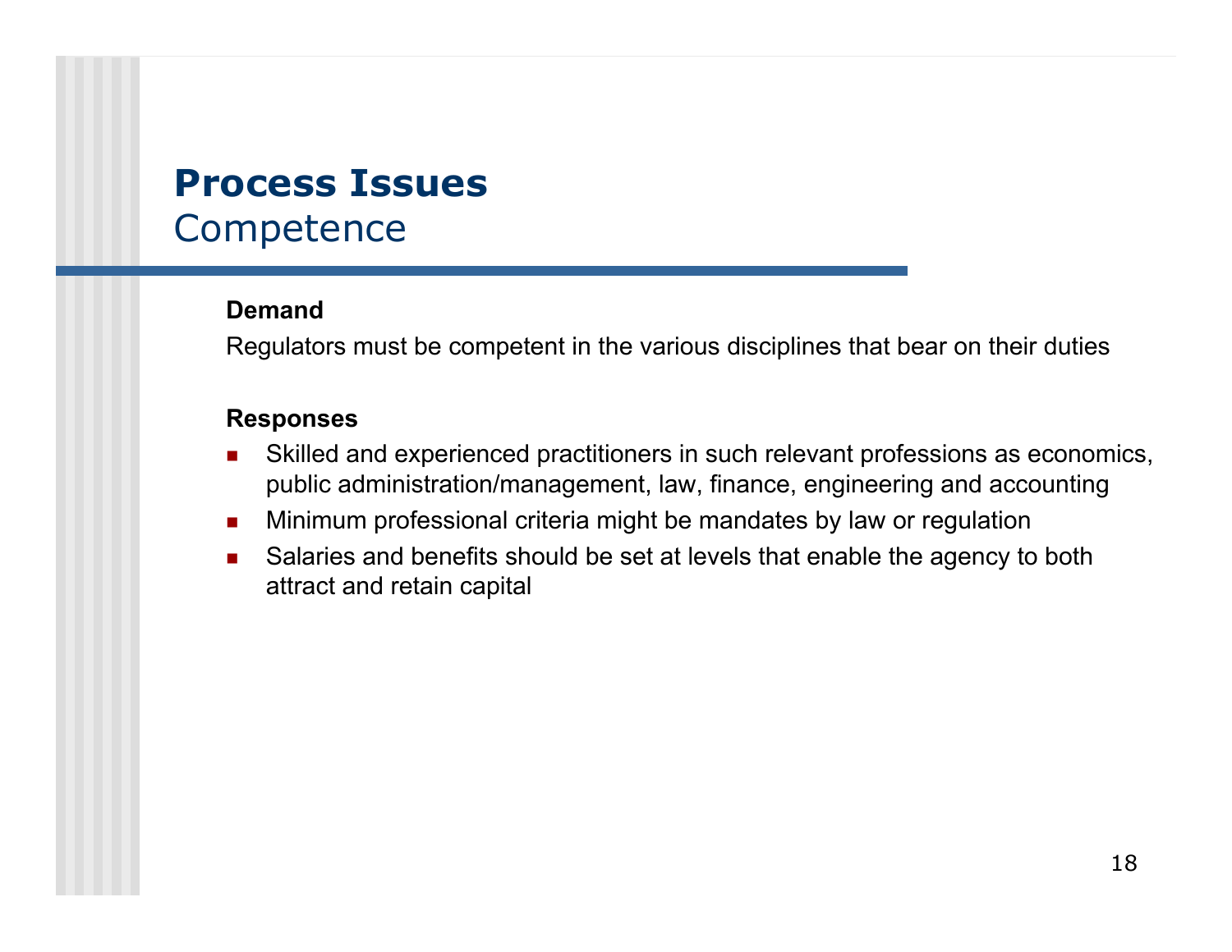# Process Issues
## Competence

**Demand**

Regulators must be competent in the various disciplines that bear on their duties

**Responses**

- Skilled and experienced practitioners in such relevant professions as economics, public administration/management, law, finance, engineering and accounting
- Minimum professional criteria might be mandates by law or regulation
- Salaries and benefits should be set at levels that enable the agency to both attract and retain capital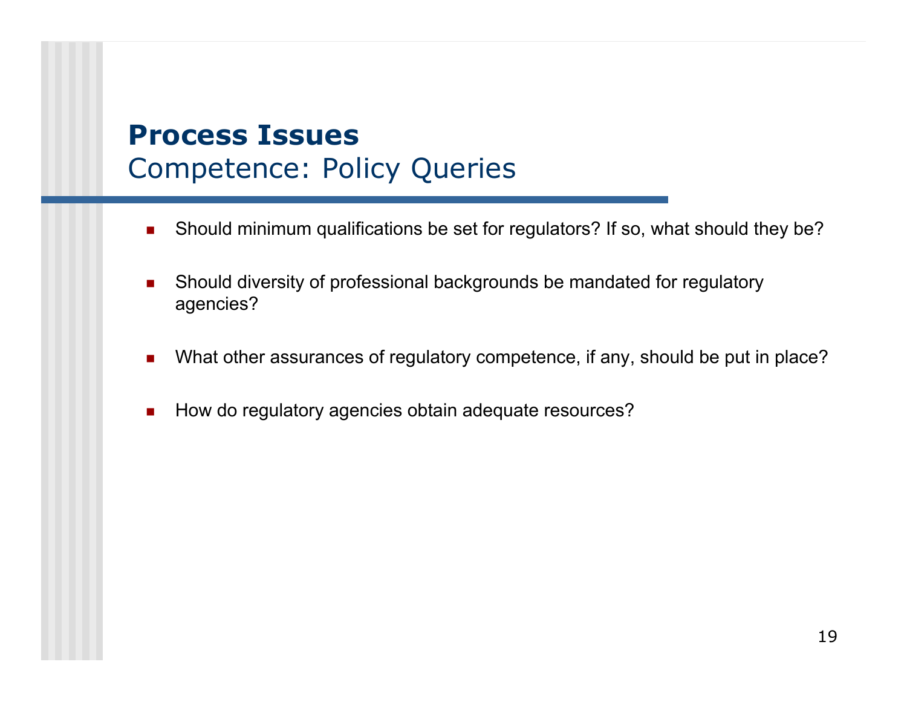# Process Issues
## Competence: Policy Queries

- Should minimum qualifications be set for regulators? If so, what should they be?
- Should diversity of professional backgrounds be mandated for regulatory agencies?
- What other assurances of regulatory competence, if any, should be put in place?
- How do regulatory agencies obtain adequate resources?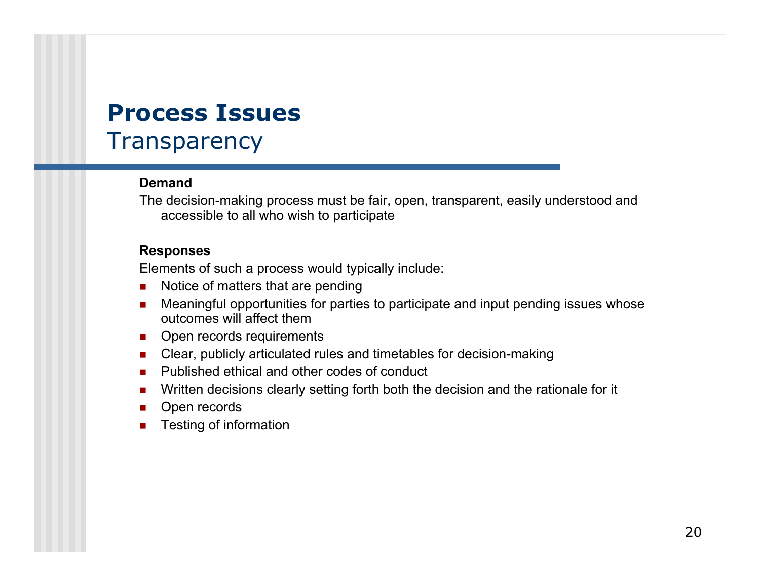# Process Issues

## Transparency

**Demand**

The decision-making process must be fair, open, transparent, easily understood and accessible to all who wish to participate

**Responses**

Elements of such a process would typically include:

- Notice of matters that are pending
- Meaningful opportunities for parties to participate and input pending issues whose outcomes will affect them
- Open records requirements
- Clear, publicly articulated rules and timetables for decision-making
- Published ethical and other codes of conduct
- Written decisions clearly setting forth both the decision and the rationale for it
- Open records
- Testing of information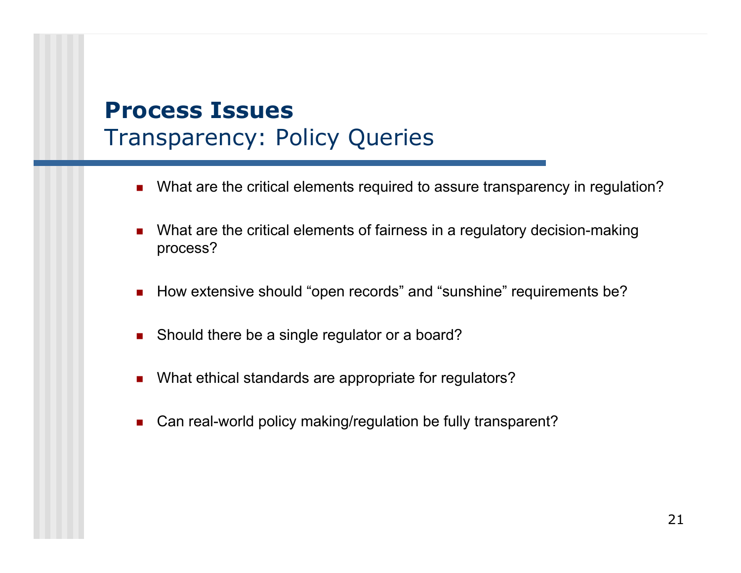## Process Issues

### Transparency: Policy Queries

- What are the critical elements required to assure transparency in regulation?
- What are the critical elements of fairness in a regulatory decision-making process?
- How extensive should “open records” and “sunshine” requirements be?
- Should there be a single regulator or a board?
- What ethical standards are appropriate for regulators?
- Can real-world policy making/regulation be fully transparent?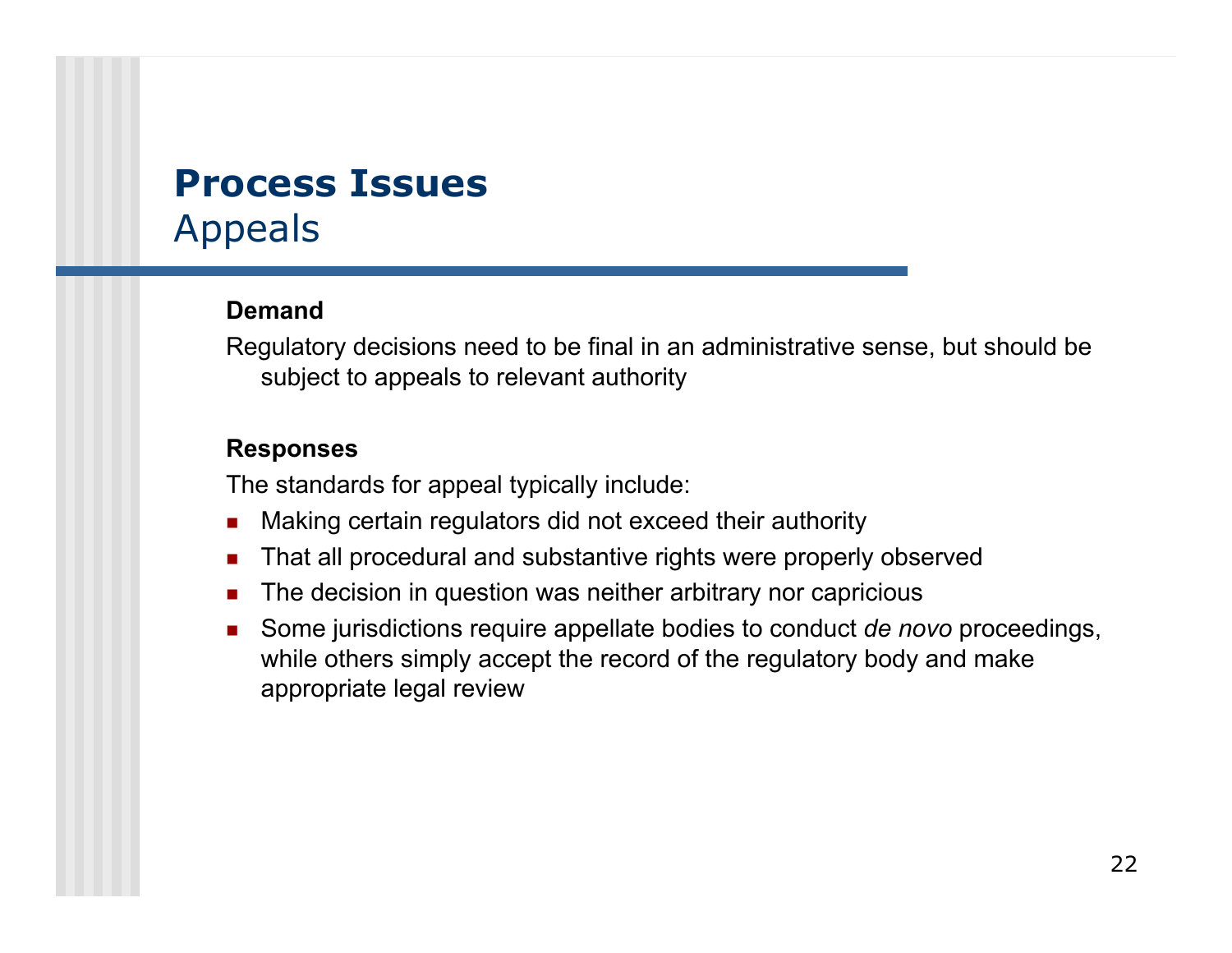# Process Issues
## Appeals

**Demand**

Regulatory decisions need to be final in an administrative sense, but should be subject to appeals to relevant authority

**Responses**

The standards for appeal typically include:

- Making certain regulators did not exceed their authority
- That all procedural and substantive rights were properly observed
- The decision in question was neither arbitrary nor capricious
- Some jurisdictions require appellate bodies to conduct *de novo* proceedings, while others simply accept the record of the regulatory body and make appropriate legal review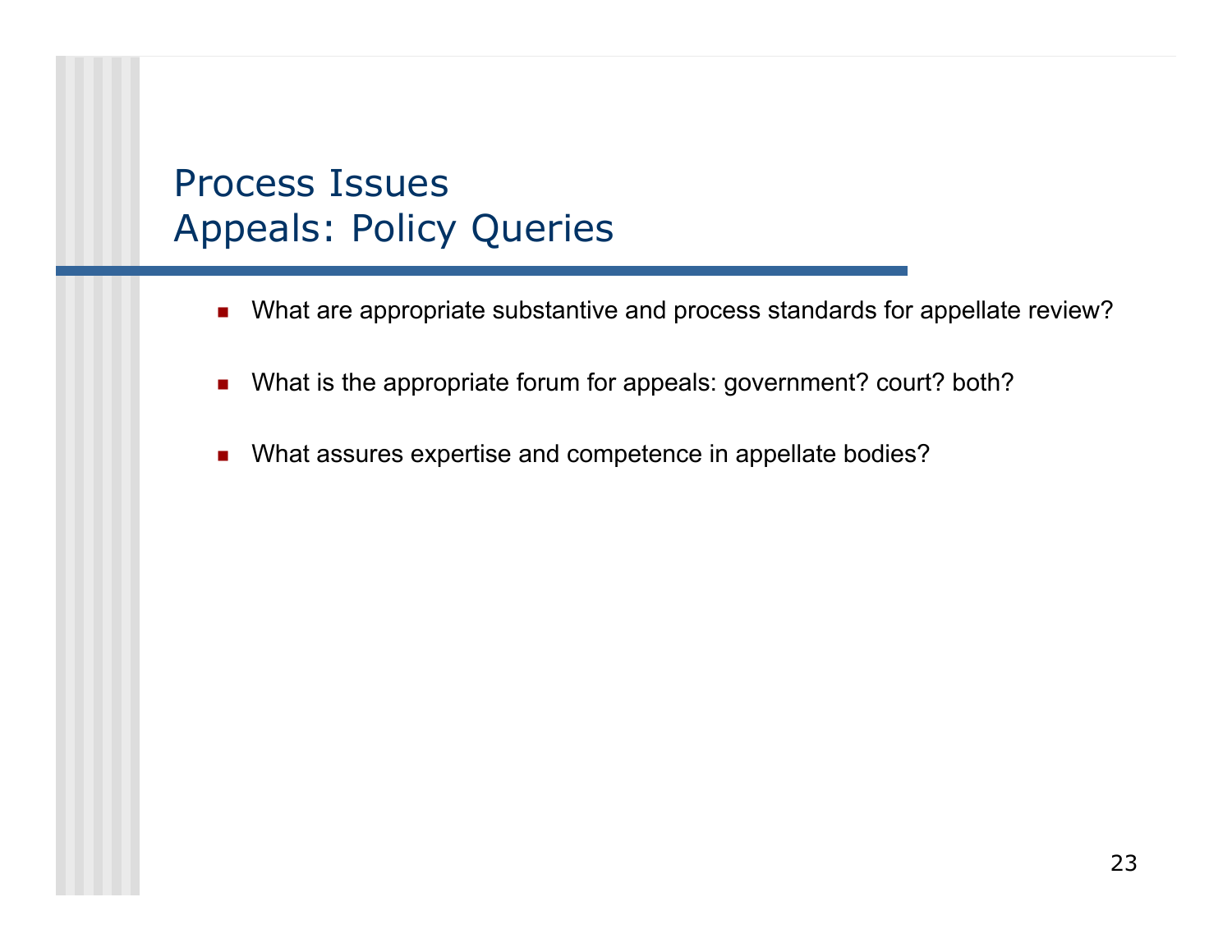# Process Issues
# Appeals: Policy Queries

- What are appropriate substantive and process standards for appellate review?
- What is the appropriate forum for appeals: government? court? both?
- What assures expertise and competence in appellate bodies?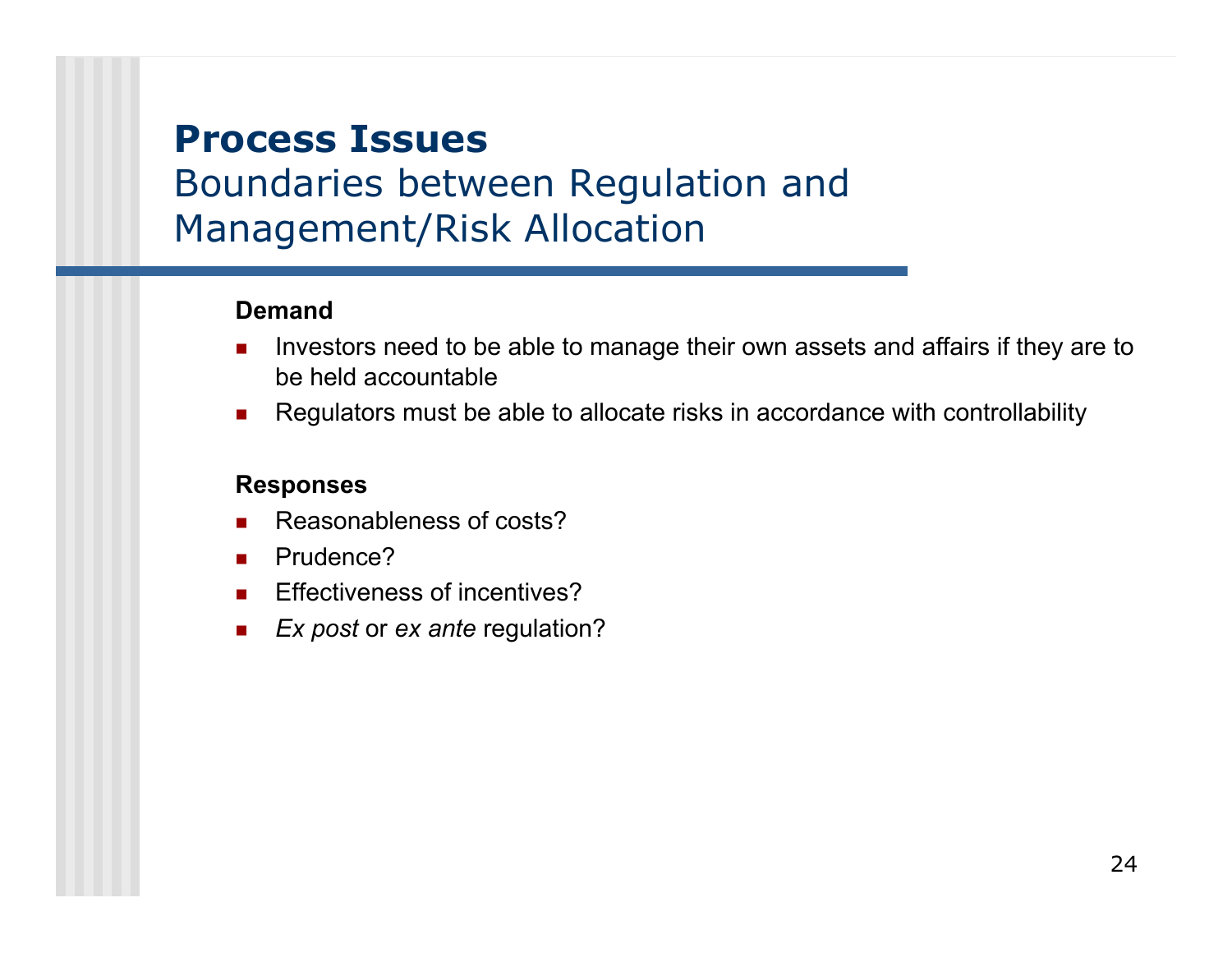# Process Issues

## Boundaries between Regulation and Management/Risk Allocation

**Demand**

- Investors need to be able to manage their own assets and affairs if they are to be held accountable
- Regulators must be able to allocate risks in accordance with controllability

**Responses**

- Reasonableness of costs?
- Prudence?
- Effectiveness of incentives?
- *Ex post* or *ex ante* regulation?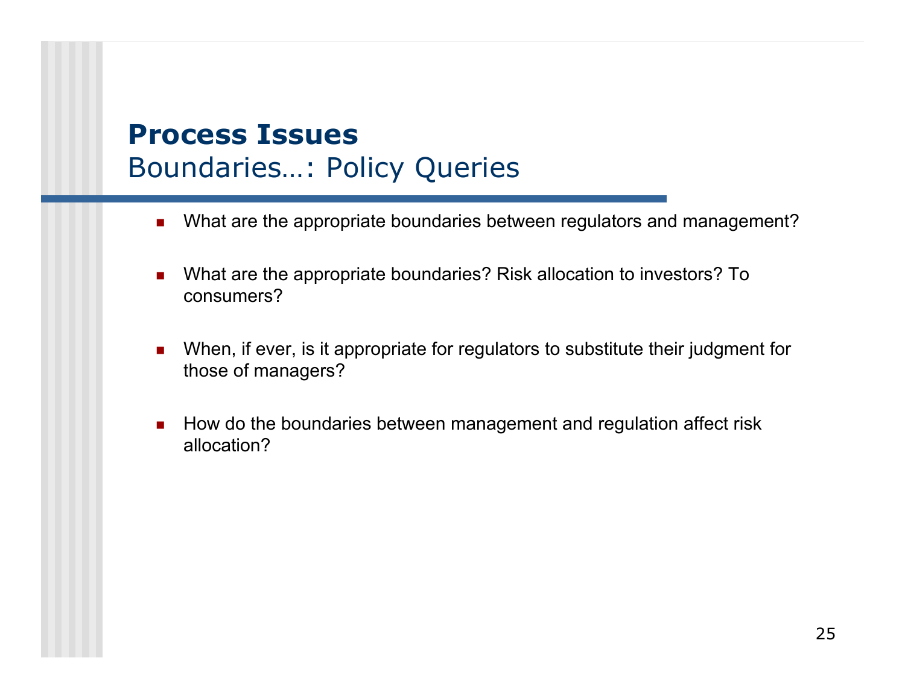# Process Issues

## Boundaries…: Policy Queries

- What are the appropriate boundaries between regulators and management?
- What are the appropriate boundaries? Risk allocation to investors? To consumers?
- When, if ever, is it appropriate for regulators to substitute their judgment for those of managers?
- How do the boundaries between management and regulation affect risk allocation?